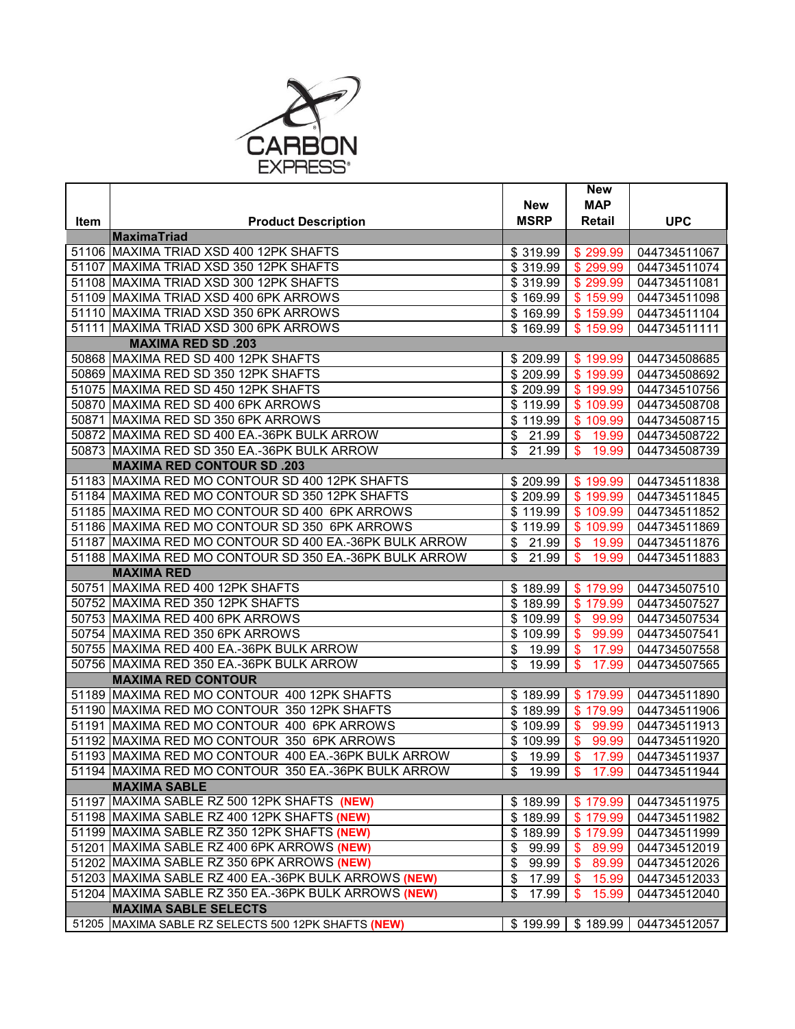CARBON EXPRESS®

| Item | Product Description | New MSRP | New MAP Retail | UPC |
|---|---|---|---|---|
| | **MaximaTriad** | | | |
| 51106 | MAXIMA TRIAD XSD 400 12PK SHAFTS | $ 319.99 | $ 299.99 | 044734511067 |
| 51107 | MAXIMA TRIAD XSD 350 12PK SHAFTS | $ 319.99 | $ 299.99 | 044734511074 |
| 51108 | MAXIMA TRIAD XSD 300 12PK SHAFTS | $ 319.99 | $ 299.99 | 044734511081 |
| 51109 | MAXIMA TRIAD XSD 400 6PK ARROWS | $ 169.99 | $ 159.99 | 044734511098 |
| 51110 | MAXIMA TRIAD XSD 350 6PK ARROWS | $ 169.99 | $ 159.99 | 044734511104 |
| 51111 | MAXIMA TRIAD XSD 300 6PK ARROWS | $ 169.99 | $ 159.99 | 044734511111 |
| | **MAXIMA RED SD .203** | | | |
| 50868 | MAXIMA RED SD 400 12PK SHAFTS | $ 209.99 | $ 199.99 | 044734508685 |
| 50869 | MAXIMA RED SD 350 12PK SHAFTS | $ 209.99 | $ 199.99 | 044734508692 |
| 51075 | MAXIMA RED SD 450 12PK SHAFTS | $ 209.99 | $ 199.99 | 044734510756 |
| 50870 | MAXIMA RED SD 400 6PK ARROWS | $ 119.99 | $ 109.99 | 044734508708 |
| 50871 | MAXIMA RED SD 350 6PK ARROWS | $ 119.99 | $ 109.99 | 044734508715 |
| 50872 | MAXIMA RED SD 400 EA.-36PK BULK ARROW | $ 21.99 | $ 19.99 | 044734508722 |
| 50873 | MAXIMA RED SD 350 EA.-36PK BULK ARROW | $ 21.99 | $ 19.99 | 044734508739 |
| | **MAXIMA RED CONTOUR SD .203** | | | |
| 51183 | MAXIMA RED MO CONTOUR SD 400 12PK SHAFTS | $ 209.99 | $ 199.99 | 044734511838 |
| 51184 | MAXIMA RED MO CONTOUR SD 350 12PK SHAFTS | $ 209.99 | $ 199.99 | 044734511845 |
| 51185 | MAXIMA RED MO CONTOUR SD 400 6PK ARROWS | $ 119.99 | $ 109.99 | 044734511852 |
| 51186 | MAXIMA RED MO CONTOUR SD 350 6PK ARROWS | $ 119.99 | $ 109.99 | 044734511869 |
| 51187 | MAXIMA RED MO CONTOUR SD 400 EA.-36PK BULK ARROW | $ 21.99 | $ 19.99 | 044734511876 |
| 51188 | MAXIMA RED MO CONTOUR SD 350 EA.-36PK BULK ARROW | $ 21.99 | $ 19.99 | 044734511883 |
| | **MAXIMA RED** | | | |
| 50751 | MAXIMA RED 400 12PK SHAFTS | $ 189.99 | $ 179.99 | 044734507510 |
| 50752 | MAXIMA RED 350 12PK SHAFTS | $ 189.99 | $ 179.99 | 044734507527 |
| 50753 | MAXIMA RED 400 6PK ARROWS | $ 109.99 | $ 99.99 | 044734507534 |
| 50754 | MAXIMA RED 350 6PK ARROWS | $ 109.99 | $ 99.99 | 044734507541 |
| 50755 | MAXIMA RED 400 EA.-36PK BULK ARROW | $ 19.99 | $ 17.99 | 044734507558 |
| 50756 | MAXIMA RED 350 EA.-36PK BULK ARROW | $ 19.99 | $ 17.99 | 044734507565 |
| | **MAXIMA RED CONTOUR** | | | |
| 51189 | MAXIMA RED MO CONTOUR 400 12PK SHAFTS | $ 189.99 | $ 179.99 | 044734511890 |
| 51190 | MAXIMA RED MO CONTOUR 350 12PK SHAFTS | $ 189.99 | $ 179.99 | 044734511906 |
| 51191 | MAXIMA RED MO CONTOUR 400 6PK ARROWS | $ 109.99 | $ 99.99 | 044734511913 |
| 51192 | MAXIMA RED MO CONTOUR 350 6PK ARROWS | $ 109.99 | $ 99.99 | 044734511920 |
| 51193 | MAXIMA RED MO CONTOUR 400 EA.-36PK BULK ARROW | $ 19.99 | $ 17.99 | 044734511937 |
| 51194 | MAXIMA RED MO CONTOUR 350 EA.-36PK BULK ARROW | $ 19.99 | $ 17.99 | 044734511944 |
| | **MAXIMA SABLE** | | | |
| 51197 | MAXIMA SABLE RZ 500 12PK SHAFTS **(NEW)** | $ 189.99 | $ 179.99 | 044734511975 |
| 51198 | MAXIMA SABLE RZ 400 12PK SHAFTS **(NEW)** | $ 189.99 | $ 179.99 | 044734511982 |
| 51199 | MAXIMA SABLE RZ 350 12PK SHAFTS **(NEW)** | $ 189.99 | $ 179.99 | 044734511999 |
| 51201 | MAXIMA SABLE RZ 400 6PK ARROWS **(NEW)** | $ 99.99 | $ 89.99 | 044734512019 |
| 51202 | MAXIMA SABLE RZ 350 6PK ARROWS **(NEW)** | $ 99.99 | $ 89.99 | 044734512026 |
| 51203 | MAXIMA SABLE RZ 400 EA.-36PK BULK ARROWS **(NEW)** | $ 17.99 | $ 15.99 | 044734512033 |
| 51204 | MAXIMA SABLE RZ 350 EA.-36PK BULK ARROWS **(NEW)** | $ 17.99 | $ 15.99 | 044734512040 |
| | **MAXIMA SABLE SELECTS** | | | |
| 51205 | MAXIMA SABLE RZ SELECTS 500 12PK SHAFTS **(NEW)** | $ 199.99 | $ 189.99 | 044734512057 |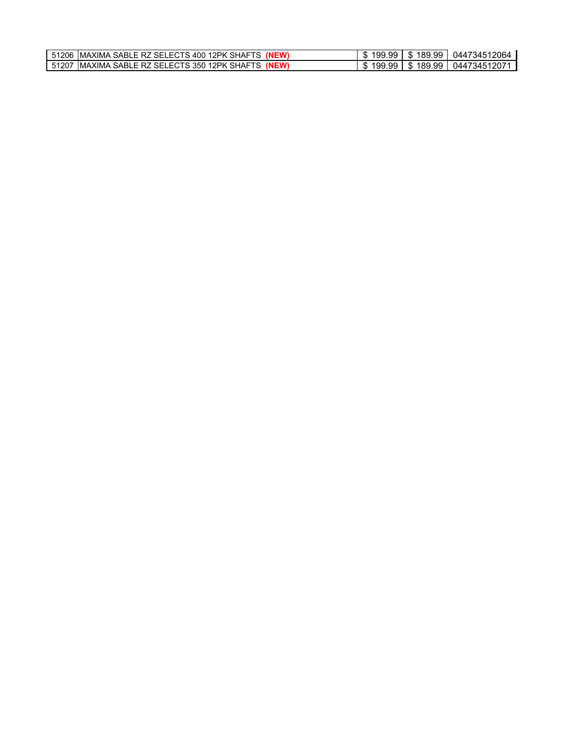| | | | | |
|---|---|---|---|---|
| 51206 | MAXIMA SABLE RZ SELECTS 400 12PK SHAFTS **(NEW)** | $ 199.99 | $ 189.99 | 044734512064 |
| 51207 | MAXIMA SABLE RZ SELECTS 350 12PK SHAFTS **(NEW)** | $ 199.99 | $ 189.99 | 044734512071 |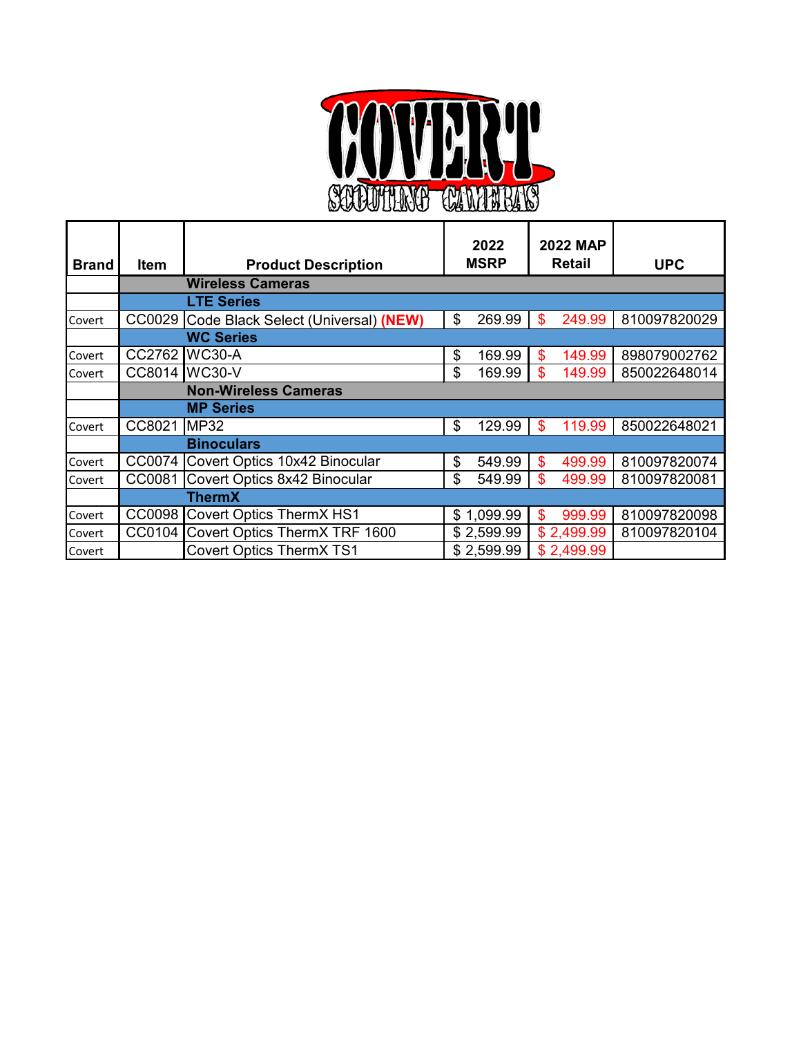COVERT SCOUTING CAMERAS

| Brand | Item | Product Description | 2022 MSRP | 2022 MAP Retail | UPC |
|---|---|---|---|---|---|
| | | **Wireless Cameras** | | | |
| | | **LTE Series** | | | |
| Covert | CC0029 | Code Black Select (Universal) **(NEW)** | $ 269.99 | $ 249.99 | 810097820029 |
| | | **WC Series** | | | |
| Covert | CC2762 | WC30-A | $ 169.99 | $ 149.99 | 898079002762 |
| Covert | CC8014 | WC30-V | $ 169.99 | $ 149.99 | 850022648014 |
| | | **Non-Wireless Cameras** | | | |
| | | **MP Series** | | | |
| Covert | CC8021 | MP32 | $ 129.99 | $ 119.99 | 850022648021 |
| | | **Binoculars** | | | |
| Covert | CC0074 | Covert Optics 10x42 Binocular | $ 549.99 | $ 499.99 | 810097820074 |
| Covert | CC0081 | Covert Optics 8x42 Binocular | $ 549.99 | $ 499.99 | 810097820081 |
| | | **ThermX** | | | |
| Covert | CC0098 | Covert Optics ThermX HS1 | $ 1,099.99 | $ 999.99 | 810097820098 |
| Covert | CC0104 | Covert Optics ThermX TRF 1600 | $ 2,599.99 | $ 2,499.99 | 810097820104 |
| Covert | | Covert Optics ThermX TS1 | $ 2,599.99 | $ 2,499.99 | |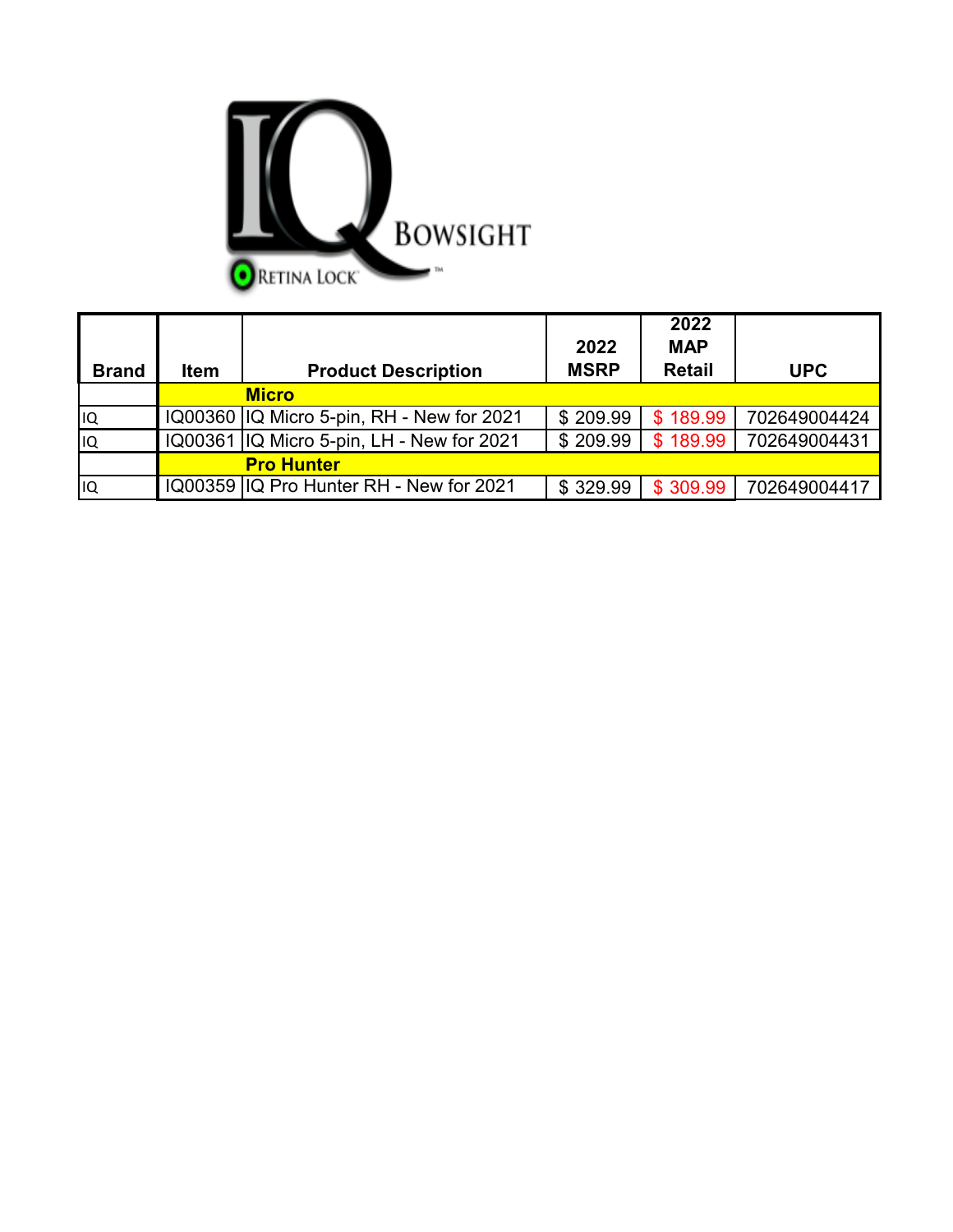IQ BOWSIGHT

RETINA LOCK™

| Brand | Item | Product Description | 2022 MSRP | 2022 MAP Retail | UPC |
|---|---|---|---|---|---|
| | | **Micro** | | | |
| IQ | IQ00360 | IQ Micro 5-pin, RH - New for 2021 | $ 209.99 | $ 189.99 | 702649004424 |
| IQ | IQ00361 | IQ Micro 5-pin, LH - New for 2021 | $ 209.99 | $ 189.99 | 702649004431 |
| | | **Pro Hunter** | | | |
| IQ | IQ00359 | IQ Pro Hunter RH - New for 2021 | $ 329.99 | $ 309.99 | 702649004417 |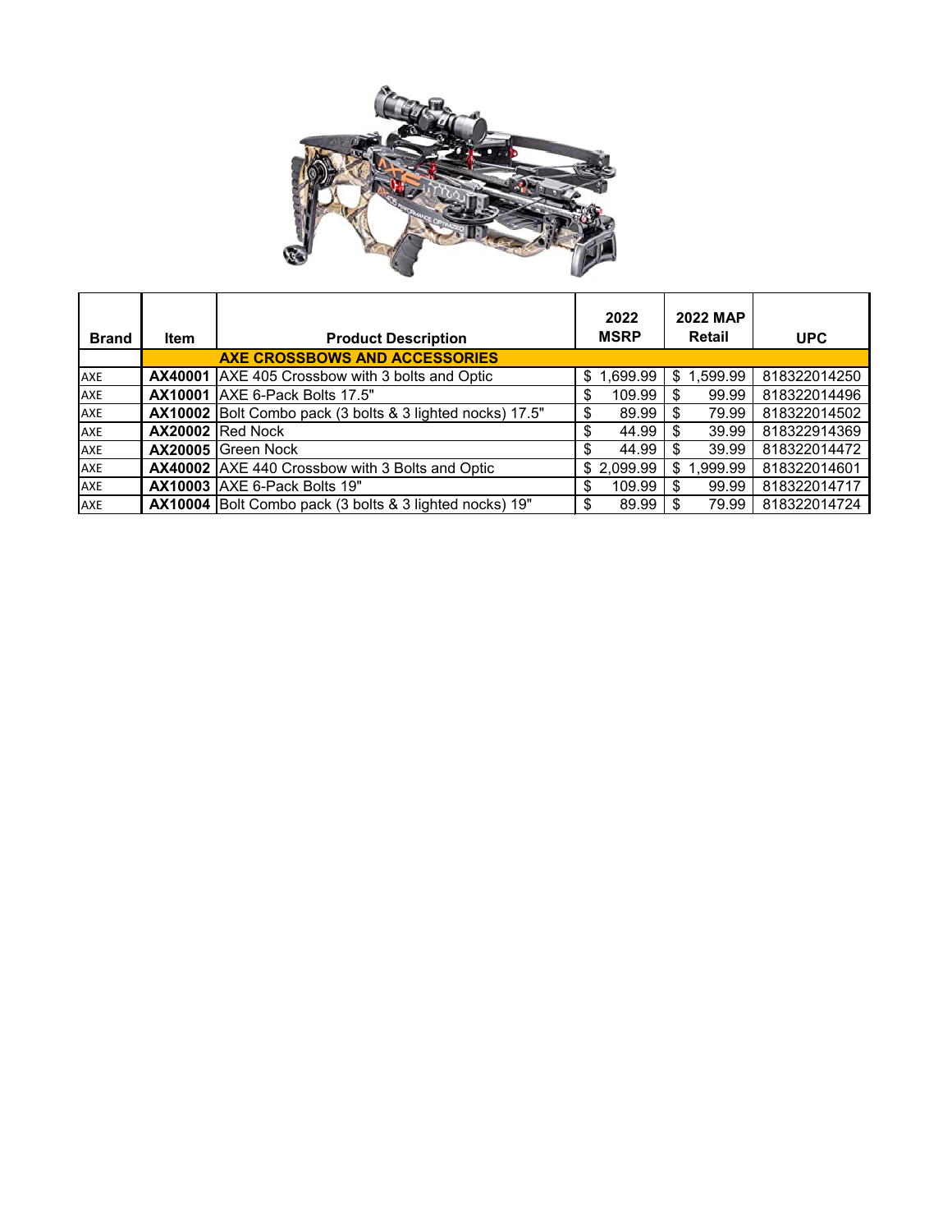| Brand | Item | Product Description | 2022 MSRP | 2022 MAP Retail | UPC |
|---|---|---|---|---|---|
| | | **AXE CROSSBOWS AND ACCESSORIES** | | | |
| AXE | **AX40001** | AXE 405 Crossbow with 3 bolts and Optic | $ 1,699.99 | $ 1,599.99 | 818322014250 |
| AXE | **AX10001** | AXE 6-Pack Bolts 17.5" | $ 109.99 | $ 99.99 | 818322014496 |
| AXE | **AX10002** | Bolt Combo pack (3 bolts & 3 lighted nocks) 17.5" | $ 89.99 | $ 79.99 | 818322014502 |
| AXE | **AX20002** | Red Nock | $ 44.99 | $ 39.99 | 818322914369 |
| AXE | **AX20005** | Green Nock | $ 44.99 | $ 39.99 | 818322014472 |
| AXE | **AX40002** | AXE 440 Crossbow with 3 Bolts and Optic | $ 2,099.99 | $ 1,999.99 | 818322014601 |
| AXE | **AX10003** | AXE 6-Pack Bolts 19" | $ 109.99 | $ 99.99 | 818322014717 |
| AXE | **AX10004** | Bolt Combo pack (3 bolts & 3 lighted nocks) 19" | $ 89.99 | $ 79.99 | 818322014724 |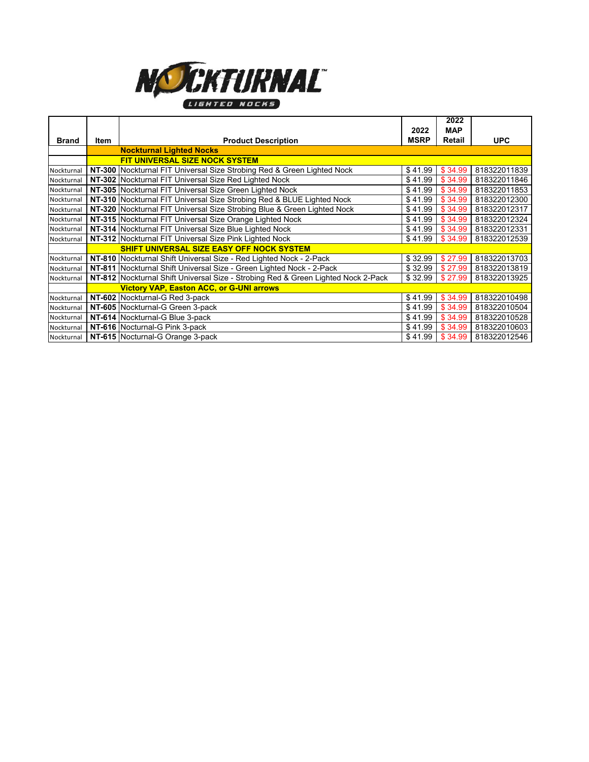NOCKTURNAL LIGHTED NOCKS

| Brand | Item | Product Description | 2022 MSRP | 2022 MAP Retail | UPC |
|---|---|---|---|---|---|
| | | **Nockturnal Lighted Nocks** | | | |
| | | **FIT UNIVERSAL SIZE NOCK SYSTEM** | | | |
| Nockturnal | **NT-300** | Nockturnal FIT Universal Size Strobing Red & Green Lighted Nock | $ 41.99 | $ 34.99 | 818322011839 |
| Nockturnal | **NT-302** | Nockturnal FIT Universal Size Red Lighted Nock | $ 41.99 | $ 34.99 | 818322011846 |
| Nockturnal | **NT-305** | Nockturnal FIT Universal Size Green Lighted Nock | $ 41.99 | $ 34.99 | 818322011853 |
| Nockturnal | **NT-310** | Nockturnal FIT Universal Size Strobing Red & BLUE Lighted Nock | $ 41.99 | $ 34.99 | 818322012300 |
| Nockturnal | **NT-320** | Nockturnal FIT Universal Size Strobing Blue & Green Lighted Nock | $ 41.99 | $ 34.99 | 818322012317 |
| Nockturnal | **NT-315** | Nockturnal FIT Universal Size Orange Lighted Nock | $ 41.99 | $ 34.99 | 818322012324 |
| Nockturnal | **NT-314** | Nockturnal FIT Universal Size Blue Lighted Nock | $ 41.99 | $ 34.99 | 818322012331 |
| Nockturnal | **NT-312** | Nockturnal FIT Universal Size Pink Lighted Nock | $ 41.99 | $ 34.99 | 818322012539 |
| | | **SHIFT UNIVERSAL SIZE EASY OFF NOCK SYSTEM** | | | |
| Nockturnal | **NT-810** | Nockturnal Shift Universal Size - Red Lighted Nock - 2-Pack | $ 32.99 | $ 27.99 | 818322013703 |
| Nockturnal | **NT-811** | Nockturnal Shift Universal Size - Green Lighted Nock - 2-Pack | $ 32.99 | $ 27.99 | 818322013819 |
| Nockturnal | **NT-812** | Nockturnal Shift Universal Size - Strobing Red & Green Lighted Nock 2-Pack | $ 32.99 | $ 27.99 | 818322013925 |
| | | **Victory VAP, Easton ACC, or G-UNI arrows** | | | |
| Nockturnal | **NT-602** | Nockturnal-G Red 3-pack | $ 41.99 | $ 34.99 | 818322010498 |
| Nockturnal | **NT-605** | Nockturnal-G Green 3-pack | $ 41.99 | $ 34.99 | 818322010504 |
| Nockturnal | **NT-614** | Nockturnal-G Blue 3-pack | $ 41.99 | $ 34.99 | 818322010528 |
| Nockturnal | **NT-616** | Nocturnal-G Pink 3-pack | $ 41.99 | $ 34.99 | 818322010603 |
| Nockturnal | **NT-615** | Nocturnal-G Orange 3-pack | $ 41.99 | $ 34.99 | 818322012546 |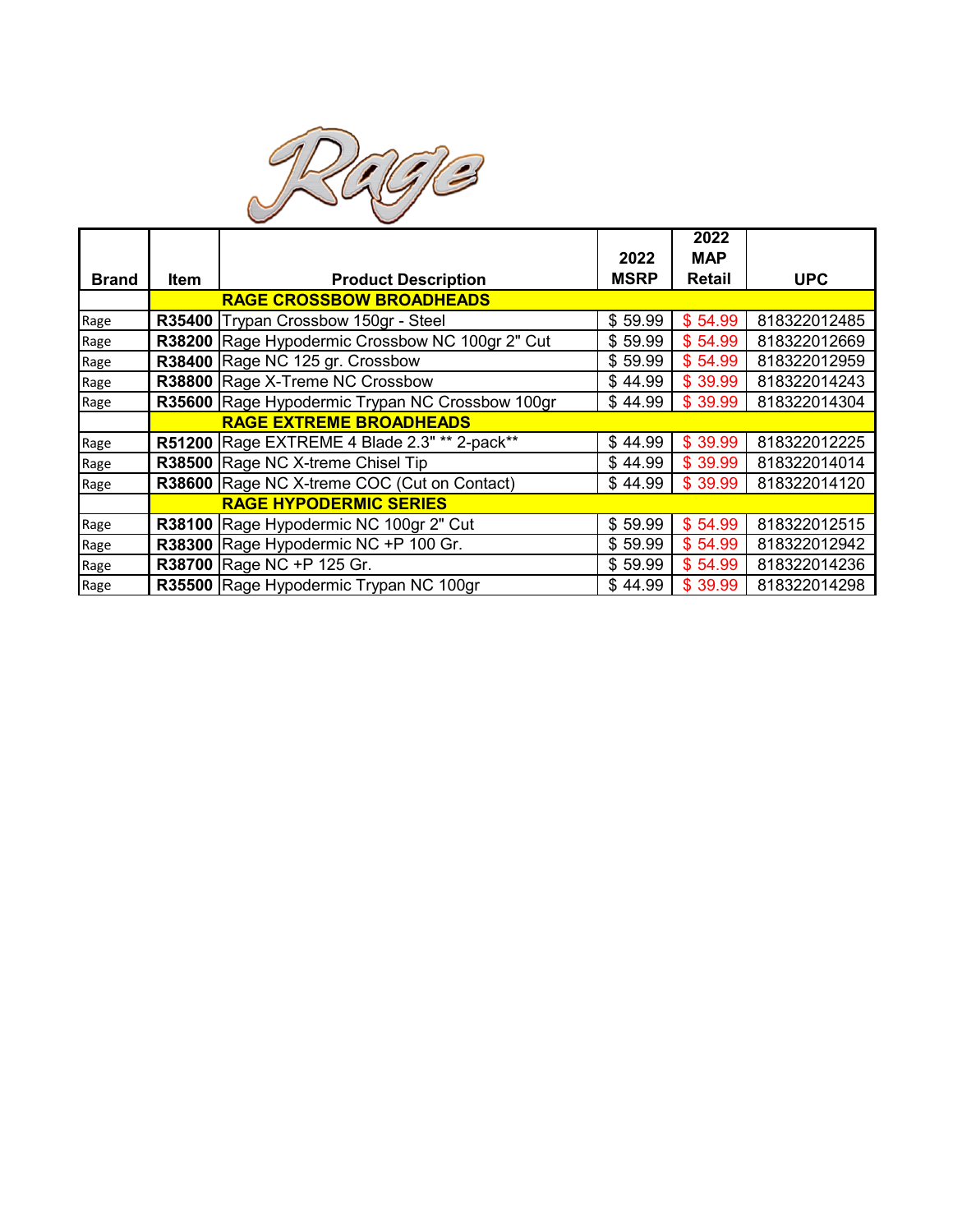# Rage

| Brand | Item | Product Description | 2022 MSRP | 2022 MAP Retail | UPC |
|---|---|---|---|---|---|
| | | **RAGE CROSSBOW BROADHEADS** | | | |
| Rage | **R35400** | Trypan Crossbow 150gr - Steel | $ 59.99 | $ 54.99 | 818322012485 |
| Rage | **R38200** | Rage Hypodermic Crossbow NC 100gr 2" Cut | $ 59.99 | $ 54.99 | 818322012669 |
| Rage | **R38400** | Rage NC 125 gr. Crossbow | $ 59.99 | $ 54.99 | 818322012959 |
| Rage | **R38800** | Rage X-Treme NC Crossbow | $ 44.99 | $ 39.99 | 818322014243 |
| Rage | **R35600** | Rage Hypodermic Trypan NC Crossbow 100gr | $ 44.99 | $ 39.99 | 818322014304 |
| | | **RAGE EXTREME BROADHEADS** | | | |
| Rage | **R51200** | Rage EXTREME 4 Blade 2.3" ** 2-pack** | $ 44.99 | $ 39.99 | 818322012225 |
| Rage | **R38500** | Rage NC X-treme Chisel Tip | $ 44.99 | $ 39.99 | 818322014014 |
| Rage | **R38600** | Rage NC X-treme COC (Cut on Contact) | $ 44.99 | $ 39.99 | 818322014120 |
| | | **RAGE HYPODERMIC SERIES** | | | |
| Rage | **R38100** | Rage Hypodermic NC 100gr 2" Cut | $ 59.99 | $ 54.99 | 818322012515 |
| Rage | **R38300** | Rage Hypodermic NC +P 100 Gr. | $ 59.99 | $ 54.99 | 818322012942 |
| Rage | **R38700** | Rage NC +P 125 Gr. | $ 59.99 | $ 54.99 | 818322014236 |
| Rage | **R35500** | Rage Hypodermic Trypan NC 100gr | $ 44.99 | $ 39.99 | 818322014298 |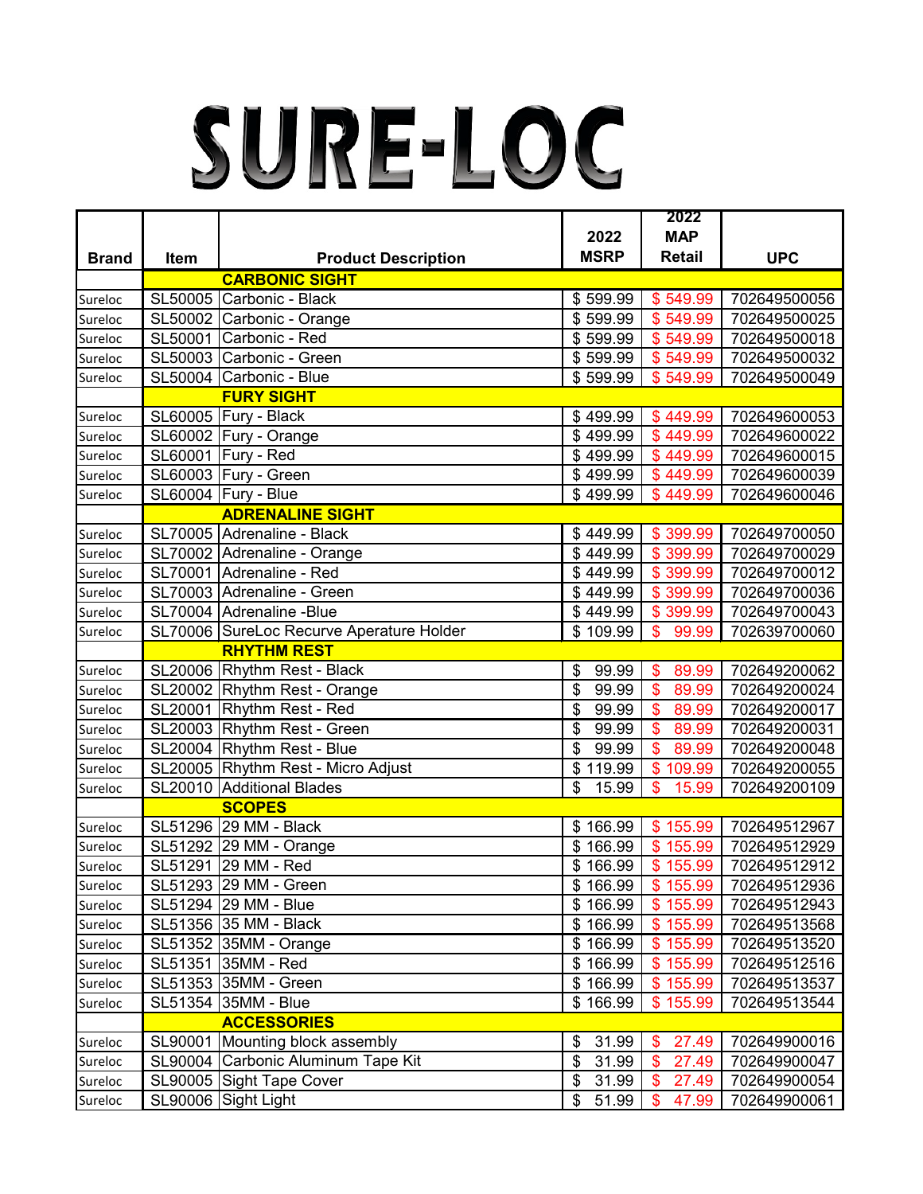# SURE-LOC

| Brand | Item | Product Description | 2022 MSRP | 2022 MAP Retail | UPC |
|---|---|---|---|---|---|
| | | **CARBONIC SIGHT** | | | |
| Sureloc | SL50005 | Carbonic - Black | $ 599.99 | $ 549.99 | 702649500056 |
| Sureloc | SL50002 | Carbonic - Orange | $ 599.99 | $ 549.99 | 702649500025 |
| Sureloc | SL50001 | Carbonic - Red | $ 599.99 | $ 549.99 | 702649500018 |
| Sureloc | SL50003 | Carbonic - Green | $ 599.99 | $ 549.99 | 702649500032 |
| Sureloc | SL50004 | Carbonic - Blue | $ 599.99 | $ 549.99 | 702649500049 |
| | | **FURY SIGHT** | | | |
| Sureloc | SL60005 | Fury - Black | $ 499.99 | $ 449.99 | 702649600053 |
| Sureloc | SL60002 | Fury - Orange | $ 499.99 | $ 449.99 | 702649600022 |
| Sureloc | SL60001 | Fury - Red | $ 499.99 | $ 449.99 | 702649600015 |
| Sureloc | SL60003 | Fury - Green | $ 499.99 | $ 449.99 | 702649600039 |
| Sureloc | SL60004 | Fury - Blue | $ 499.99 | $ 449.99 | 702649600046 |
| | | **ADRENALINE SIGHT** | | | |
| Sureloc | SL70005 | Adrenaline - Black | $ 449.99 | $ 399.99 | 702649700050 |
| Sureloc | SL70002 | Adrenaline - Orange | $ 449.99 | $ 399.99 | 702649700029 |
| Sureloc | SL70001 | Adrenaline - Red | $ 449.99 | $ 399.99 | 702649700012 |
| Sureloc | SL70003 | Adrenaline - Green | $ 449.99 | $ 399.99 | 702649700036 |
| Sureloc | SL70004 | Adrenaline -Blue | $ 449.99 | $ 399.99 | 702649700043 |
| Sureloc | SL70006 | SureLoc Recurve Aperature Holder | $ 109.99 | $ 99.99 | 702639700060 |
| | | **RHYTHM REST** | | | |
| Sureloc | SL20006 | Rhythm Rest - Black | $ 99.99 | $ 89.99 | 702649200062 |
| Sureloc | SL20002 | Rhythm Rest - Orange | $ 99.99 | $ 89.99 | 702649200024 |
| Sureloc | SL20001 | Rhythm Rest - Red | $ 99.99 | $ 89.99 | 702649200017 |
| Sureloc | SL20003 | Rhythm Rest - Green | $ 99.99 | $ 89.99 | 702649200031 |
| Sureloc | SL20004 | Rhythm Rest - Blue | $ 99.99 | $ 89.99 | 702649200048 |
| Sureloc | SL20005 | Rhythm Rest - Micro Adjust | $ 119.99 | $ 109.99 | 702649200055 |
| Sureloc | SL20010 | Additional Blades | $ 15.99 | $ 15.99 | 702649200109 |
| | | **SCOPES** | | | |
| Sureloc | SL51296 | 29 MM - Black | $ 166.99 | $ 155.99 | 702649512967 |
| Sureloc | SL51292 | 29 MM - Orange | $ 166.99 | $ 155.99 | 702649512929 |
| Sureloc | SL51291 | 29 MM - Red | $ 166.99 | $ 155.99 | 702649512912 |
| Sureloc | SL51293 | 29 MM - Green | $ 166.99 | $ 155.99 | 702649512936 |
| Sureloc | SL51294 | 29 MM - Blue | $ 166.99 | $ 155.99 | 702649512943 |
| Sureloc | SL51356 | 35 MM - Black | $ 166.99 | $ 155.99 | 702649513568 |
| Sureloc | SL51352 | 35MM - Orange | $ 166.99 | $ 155.99 | 702649513520 |
| Sureloc | SL51351 | 35MM - Red | $ 166.99 | $ 155.99 | 702649512516 |
| Sureloc | SL51353 | 35MM - Green | $ 166.99 | $ 155.99 | 702649513537 |
| Sureloc | SL51354 | 35MM - Blue | $ 166.99 | $ 155.99 | 702649513544 |
| | | **ACCESSORIES** | | | |
| Sureloc | SL90001 | Mounting block assembly | $ 31.99 | $ 27.49 | 702649900016 |
| Sureloc | SL90004 | Carbonic Aluminum Tape Kit | $ 31.99 | $ 27.49 | 702649900047 |
| Sureloc | SL90005 | Sight Tape Cover | $ 31.99 | $ 27.49 | 702649900054 |
| Sureloc | SL90006 | Sight Light | $ 51.99 | $ 47.99 | 702649900061 |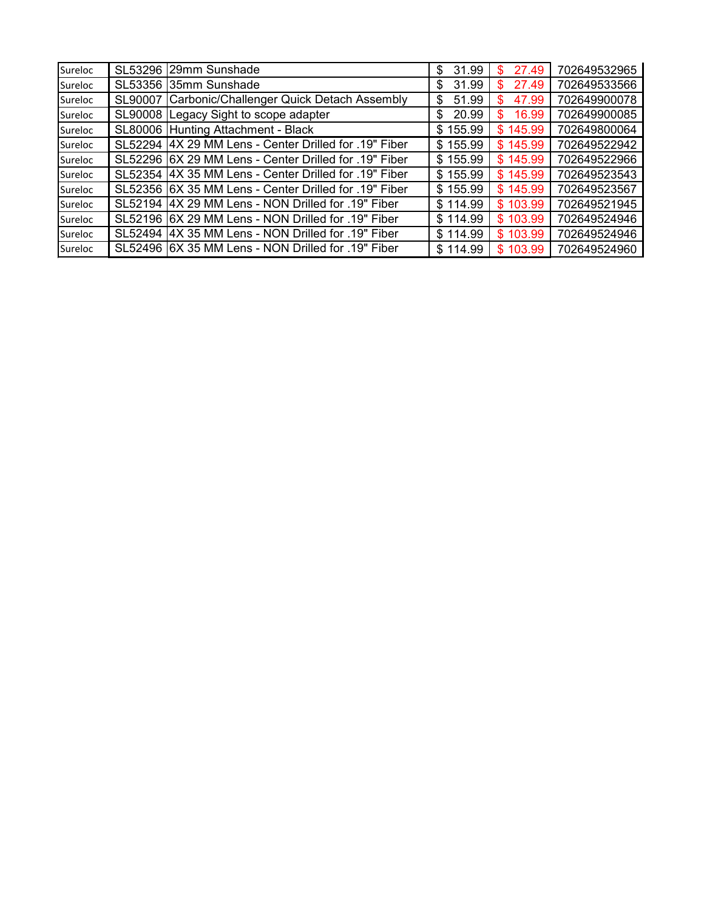| | | | | | |
|---|---|---|---|---|---|
| Sureloc | SL53296 | 29mm Sunshade | $ 31.99 | $ 27.49 | 702649532965 |
| Sureloc | SL53356 | 35mm Sunshade | $ 31.99 | $ 27.49 | 702649533566 |
| Sureloc | SL90007 | Carbonic/Challenger Quick Detach Assembly | $ 51.99 | $ 47.99 | 702649900078 |
| Sureloc | SL90008 | Legacy Sight to scope adapter | $ 20.99 | $ 16.99 | 702649900085 |
| Sureloc | SL80006 | Hunting Attachment - Black | $ 155.99 | $ 145.99 | 702649800064 |
| Sureloc | SL52294 | 4X 29 MM Lens - Center Drilled for .19" Fiber | $ 155.99 | $ 145.99 | 702649522942 |
| Sureloc | SL52296 | 6X 29 MM Lens - Center Drilled for .19" Fiber | $ 155.99 | $ 145.99 | 702649522966 |
| Sureloc | SL52354 | 4X 35 MM Lens - Center Drilled for .19" Fiber | $ 155.99 | $ 145.99 | 702649523543 |
| Sureloc | SL52356 | 6X 35 MM Lens - Center Drilled for .19" Fiber | $ 155.99 | $ 145.99 | 702649523567 |
| Sureloc | SL52194 | 4X 29 MM Lens - NON Drilled for .19" Fiber | $ 114.99 | $ 103.99 | 702649521945 |
| Sureloc | SL52196 | 6X 29 MM Lens - NON Drilled for .19" Fiber | $ 114.99 | $ 103.99 | 702649524946 |
| Sureloc | SL52494 | 4X 35 MM Lens - NON Drilled for .19" Fiber | $ 114.99 | $ 103.99 | 702649524946 |
| Sureloc | SL52496 | 6X 35 MM Lens - NON Drilled for .19" Fiber | $ 114.99 | $ 103.99 | 702649524960 |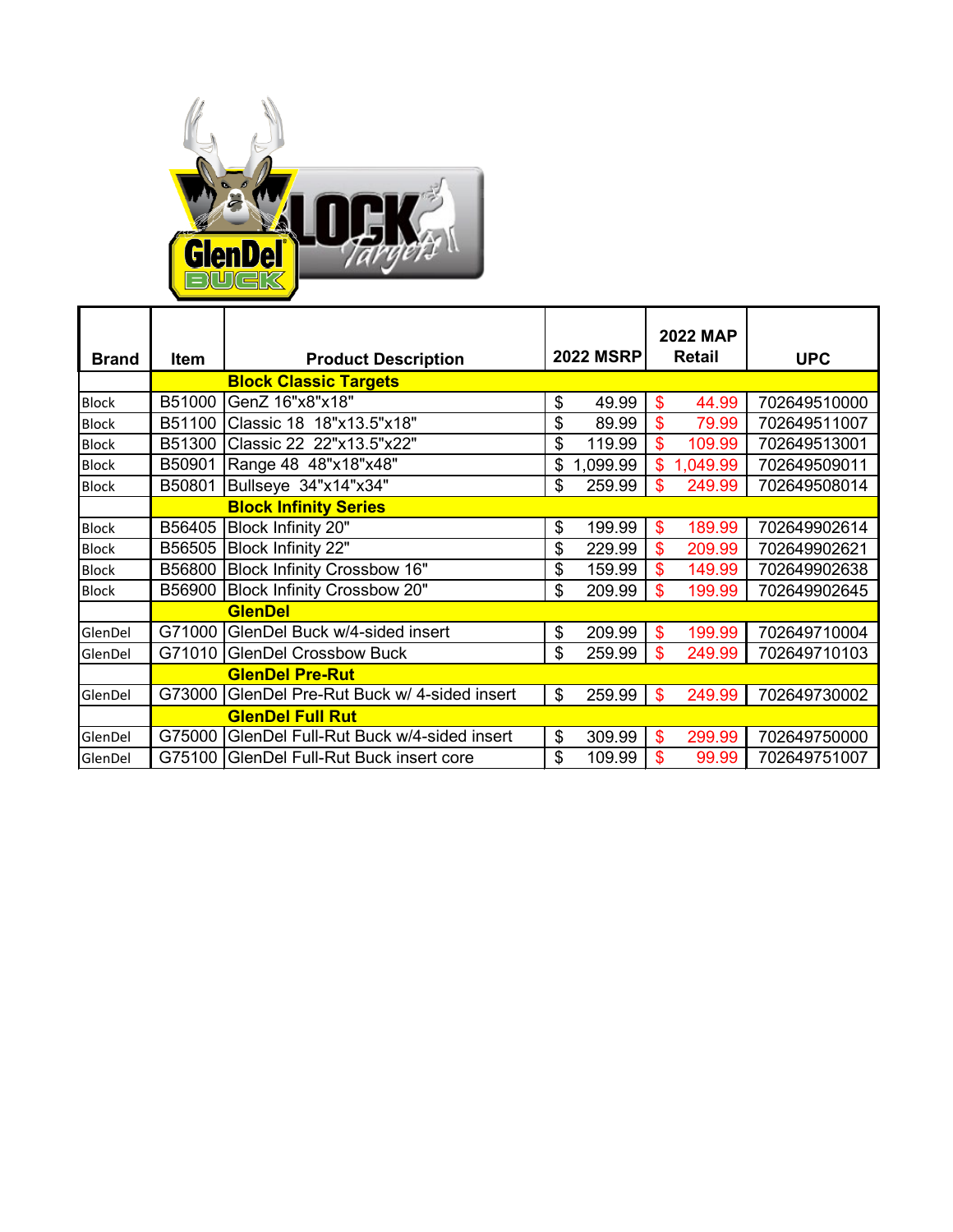| Brand | Item | Product Description | 2022 MSRP | 2022 MAP Retail | UPC |
|---|---|---|---|---|---|
| | | **Block Classic Targets** | | | |
| Block | B51000 | GenZ 16"x8"x18" | $ 49.99 | $ 44.99 | 702649510000 |
| Block | B51100 | Classic 18 18"x13.5"x18" | $ 89.99 | $ 79.99 | 702649511007 |
| Block | B51300 | Classic 22 22"x13.5"x22" | $ 119.99 | $ 109.99 | 702649513001 |
| Block | B50901 | Range 48 48"x18"x48" | $ 1,099.99 | $ 1,049.99 | 702649509011 |
| Block | B50801 | Bullseye 34"x14"x34" | $ 259.99 | $ 249.99 | 702649508014 |
| | | **Block Infinity Series** | | | |
| Block | B56405 | Block Infinity 20" | $ 199.99 | $ 189.99 | 702649902614 |
| Block | B56505 | Block Infinity 22" | $ 229.99 | $ 209.99 | 702649902621 |
| Block | B56800 | Block Infinity Crossbow 16" | $ 159.99 | $ 149.99 | 702649902638 |
| Block | B56900 | Block Infinity Crossbow 20" | $ 209.99 | $ 199.99 | 702649902645 |
| | | **GlenDel** | | | |
| GlenDel | G71000 | GlenDel Buck w/4-sided insert | $ 209.99 | $ 199.99 | 702649710004 |
| GlenDel | G71010 | GlenDel Crossbow Buck | $ 259.99 | $ 249.99 | 702649710103 |
| | | **GlenDel Pre-Rut** | | | |
| GlenDel | G73000 | GlenDel Pre-Rut Buck w/ 4-sided insert | $ 259.99 | $ 249.99 | 702649730002 |
| | | **GlenDel Full Rut** | | | |
| GlenDel | G75000 | GlenDel Full-Rut Buck w/4-sided insert | $ 309.99 | $ 299.99 | 702649750000 |
| GlenDel | G75100 | GlenDel Full-Rut Buck insert core | $ 109.99 | $ 99.99 | 702649751007 |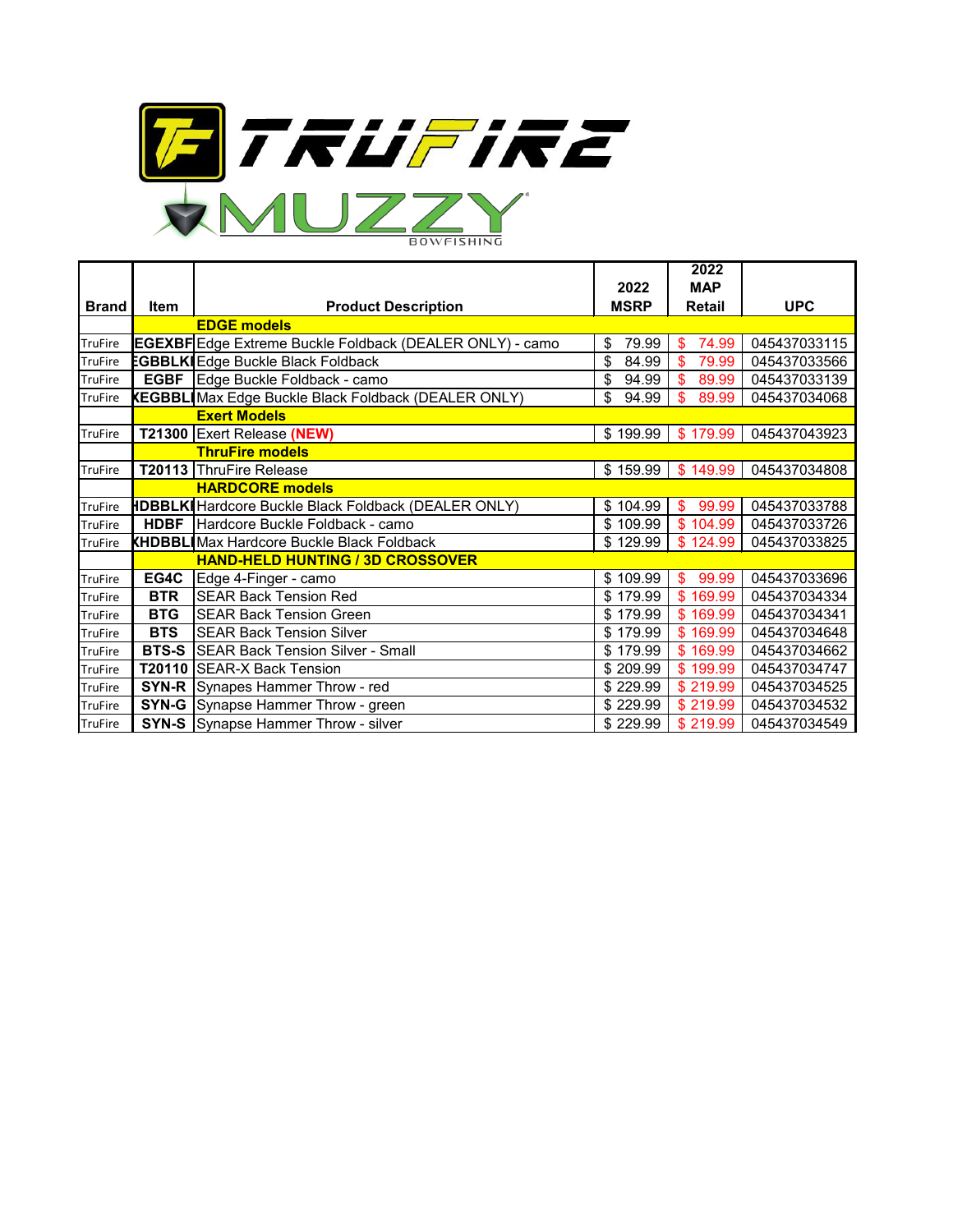| Brand | Item | Product Description | 2022 MSRP | 2022 MAP Retail | UPC |
|---|---|---|---|---|---|
| | | **EDGE models** | | | |
| TruFire | **EGEXBF** | Edge Extreme Buckle Foldback (DEALER ONLY) - camo | $ 79.99 | $ 74.99 | 045437033115 |
| TruFire | **EGBBLKI** | Edge Buckle Black Foldback | $ 84.99 | $ 79.99 | 045437033566 |
| TruFire | **EGBF** | Edge Buckle Foldback - camo | $ 94.99 | $ 89.99 | 045437033139 |
| TruFire | **XEGBBLI** | Max Edge Buckle Black Foldback (DEALER ONLY) | $ 94.99 | $ 89.99 | 045437034068 |
| | | **Exert Models** | | | |
| TruFire | **T21300** | Exert Release **(NEW)** | $ 199.99 | $ 179.99 | 045437043923 |
| | | **ThruFire models** | | | |
| TruFire | **T20113** | ThruFire Release | $ 159.99 | $ 149.99 | 045437034808 |
| | | **HARDCORE models** | | | |
| TruFire | **HDBBLKI** | Hardcore Buckle Black Foldback (DEALER ONLY) | $ 104.99 | $ 99.99 | 045437033788 |
| TruFire | **HDBF** | Hardcore Buckle Foldback - camo | $ 109.99 | $ 104.99 | 045437033726 |
| TruFire | **XHDBBLI** | Max Hardcore Buckle Black Foldback | $ 129.99 | $ 124.99 | 045437033825 |
| | | **HAND-HELD HUNTING / 3D CROSSOVER** | | | |
| TruFire | **EG4C** | Edge 4-Finger - camo | $ 109.99 | $ 99.99 | 045437033696 |
| TruFire | **BTR** | SEAR Back Tension Red | $ 179.99 | $ 169.99 | 045437034334 |
| TruFire | **BTG** | SEAR Back Tension Green | $ 179.99 | $ 169.99 | 045437034341 |
| TruFire | **BTS** | SEAR Back Tension Silver | $ 179.99 | $ 169.99 | 045437034648 |
| TruFire | **BTS-S** | SEAR Back Tension Silver - Small | $ 179.99 | $ 169.99 | 045437034662 |
| TruFire | **T20110** | SEAR-X Back Tension | $ 209.99 | $ 199.99 | 045437034747 |
| TruFire | **SYN-R** | Synapes Hammer Throw - red | $ 229.99 | $ 219.99 | 045437034525 |
| TruFire | **SYN-G** | Synapse Hammer Throw - green | $ 229.99 | $ 219.99 | 045437034532 |
| TruFire | **SYN-S** | Synapse Hammer Throw - silver | $ 229.99 | $ 219.99 | 045437034549 |